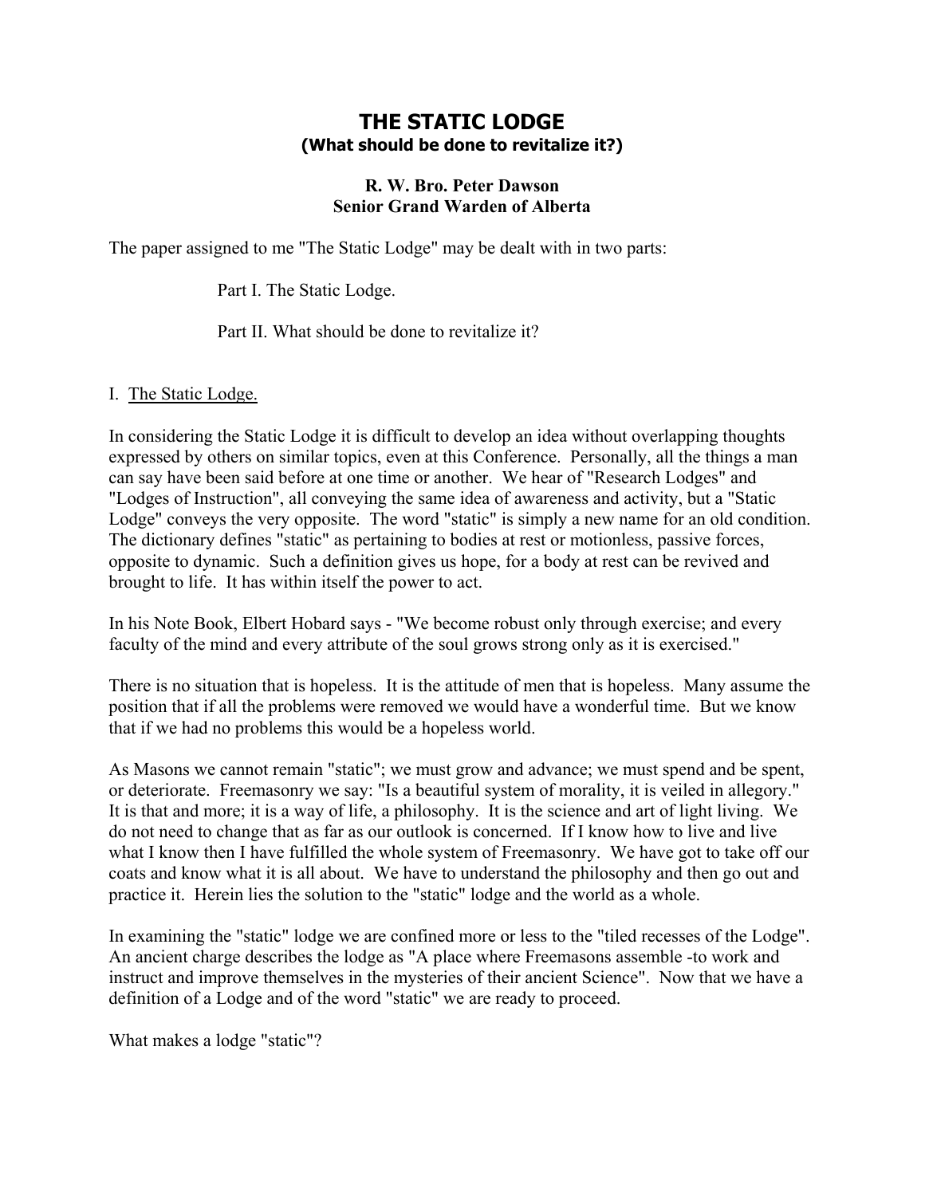# THE STATIC LODGE

**(What should be done to revitalize it?)**

**R. W. Bro. Peter Dawson**
**Senior Grand Warden of Alberta**

The paper assigned to me "The Static Lodge" may be dealt with in two parts:

Part I. The Static Lodge.

Part II. What should be done to revitalize it?

## I. The Static Lodge.

In considering the Static Lodge it is difficult to develop an idea without overlapping thoughts expressed by others on similar topics, even at this Conference. Personally, all the things a man can say have been said before at one time or another. We hear of "Research Lodges" and "Lodges of Instruction", all conveying the same idea of awareness and activity, but a "Static Lodge" conveys the very opposite. The word "static" is simply a new name for an old condition. The dictionary defines "static" as pertaining to bodies at rest or motionless, passive forces, opposite to dynamic. Such a definition gives us hope, for a body at rest can be revived and brought to life. It has within itself the power to act.

In his Note Book, Elbert Hobard says - "We become robust only through exercise; and every faculty of the mind and every attribute of the soul grows strong only as it is exercised."

There is no situation that is hopeless. It is the attitude of men that is hopeless. Many assume the position that if all the problems were removed we would have a wonderful time. But we know that if we had no problems this would be a hopeless world.

As Masons we cannot remain "static"; we must grow and advance; we must spend and be spent, or deteriorate. Freemasonry we say: "Is a beautiful system of morality, it is veiled in allegory." It is that and more; it is a way of life, a philosophy. It is the science and art of light living. We do not need to change that as far as our outlook is concerned. If I know how to live and live what I know then I have fulfilled the whole system of Freemasonry. We have got to take off our coats and know what it is all about. We have to understand the philosophy and then go out and practice it. Herein lies the solution to the "static" lodge and the world as a whole.

In examining the "static" lodge we are confined more or less to the "tiled recesses of the Lodge". An ancient charge describes the lodge as "A place where Freemasons assemble -to work and instruct and improve themselves in the mysteries of their ancient Science". Now that we have a definition of a Lodge and of the word "static" we are ready to proceed.

What makes a lodge "static"?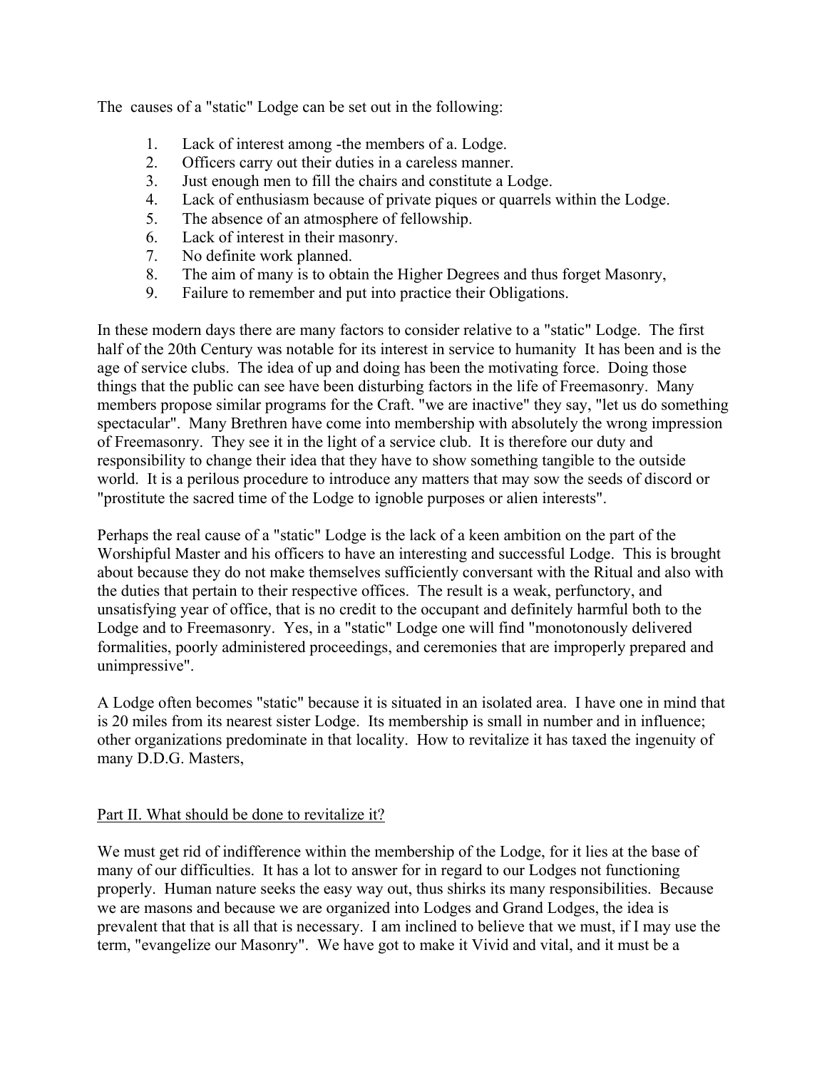The causes of a "static" Lodge can be set out in the following:

1. Lack of interest among -the members of a. Lodge.
2. Officers carry out their duties in a careless manner.
3. Just enough men to fill the chairs and constitute a Lodge.
4. Lack of enthusiasm because of private piques or quarrels within the Lodge.
5. The absence of an atmosphere of fellowship.
6. Lack of interest in their masonry.
7. No definite work planned.
8. The aim of many is to obtain the Higher Degrees and thus forget Masonry,
9. Failure to remember and put into practice their Obligations.

In these modern days there are many factors to consider relative to a "static" Lodge. The first half of the 20th Century was notable for its interest in service to humanity It has been and is the age of service clubs. The idea of up and doing has been the motivating force. Doing those things that the public can see have been disturbing factors in the life of Freemasonry. Many members propose similar programs for the Craft. "we are inactive" they say, "let us do something spectacular". Many Brethren have come into membership with absolutely the wrong impression of Freemasonry. They see it in the light of a service club. It is therefore our duty and responsibility to change their idea that they have to show something tangible to the outside world. It is a perilous procedure to introduce any matters that may sow the seeds of discord or "prostitute the sacred time of the Lodge to ignoble purposes or alien interests".

Perhaps the real cause of a "static" Lodge is the lack of a keen ambition on the part of the Worshipful Master and his officers to have an interesting and successful Lodge. This is brought about because they do not make themselves sufficiently conversant with the Ritual and also with the duties that pertain to their respective offices. The result is a weak, perfunctory, and unsatisfying year of office, that is no credit to the occupant and definitely harmful both to the Lodge and to Freemasonry. Yes, in a "static" Lodge one will find "monotonously delivered formalities, poorly administered proceedings, and ceremonies that are improperly prepared and unimpressive".

A Lodge often becomes "static" because it is situated in an isolated area. I have one in mind that is 20 miles from its nearest sister Lodge. Its membership is small in number and in influence; other organizations predominate in that locality. How to revitalize it has taxed the ingenuity of many D.D.G. Masters,

Part II. What should be done to revitalize it?

We must get rid of indifference within the membership of the Lodge, for it lies at the base of many of our difficulties. It has a lot to answer for in regard to our Lodges not functioning properly. Human nature seeks the easy way out, thus shirks its many responsibilities. Because we are masons and because we are organized into Lodges and Grand Lodges, the idea is prevalent that that is all that is necessary. I am inclined to believe that we must, if I may use the term, "evangelize our Masonry". We have got to make it Vivid and vital, and it must be a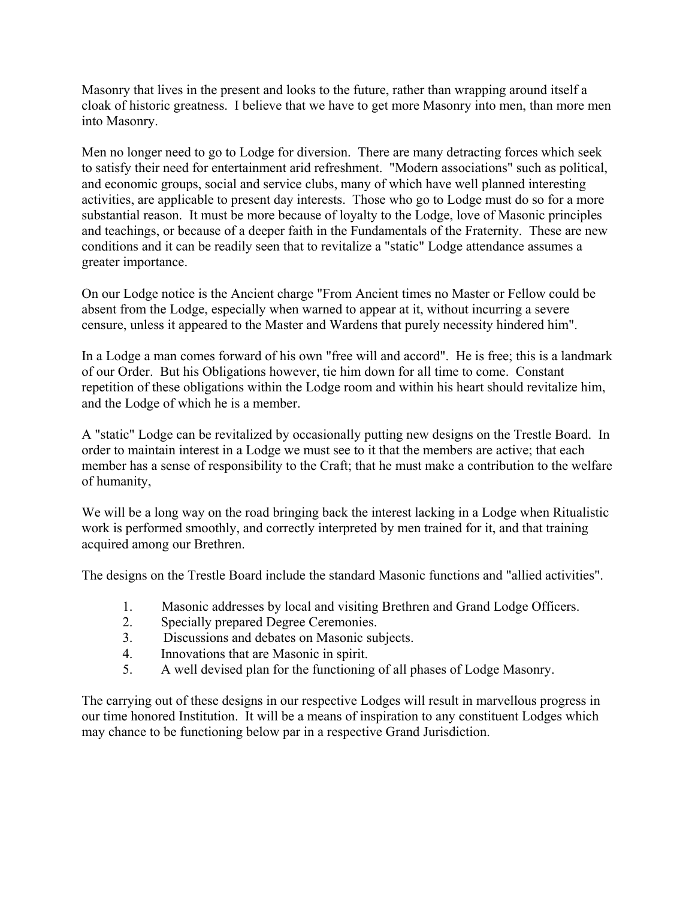Masonry that lives in the present and looks to the future, rather than wrapping around itself a cloak of historic greatness. I believe that we have to get more Masonry into men, than more men into Masonry.

Men no longer need to go to Lodge for diversion. There are many detracting forces which seek to satisfy their need for entertainment arid refreshment. "Modern associations" such as political, and economic groups, social and service clubs, many of which have well planned interesting activities, are applicable to present day interests. Those who go to Lodge must do so for a more substantial reason. It must be more because of loyalty to the Lodge, love of Masonic principles and teachings, or because of a deeper faith in the Fundamentals of the Fraternity. These are new conditions and it can be readily seen that to revitalize a "static" Lodge attendance assumes a greater importance.

On our Lodge notice is the Ancient charge "From Ancient times no Master or Fellow could be absent from the Lodge, especially when warned to appear at it, without incurring a severe censure, unless it appeared to the Master and Wardens that purely necessity hindered him".

In a Lodge a man comes forward of his own "free will and accord". He is free; this is a landmark of our Order. But his Obligations however, tie him down for all time to come. Constant repetition of these obligations within the Lodge room and within his heart should revitalize him, and the Lodge of which he is a member.

A "static" Lodge can be revitalized by occasionally putting new designs on the Trestle Board. In order to maintain interest in a Lodge we must see to it that the members are active; that each member has a sense of responsibility to the Craft; that he must make a contribution to the welfare of humanity,

We will be a long way on the road bringing back the interest lacking in a Lodge when Ritualistic work is performed smoothly, and correctly interpreted by men trained for it, and that training acquired among our Brethren.

The designs on the Trestle Board include the standard Masonic functions and "allied activities".

1. Masonic addresses by local and visiting Brethren and Grand Lodge Officers.
2. Specially prepared Degree Ceremonies.
3. Discussions and debates on Masonic subjects.
4. Innovations that are Masonic in spirit.
5. A well devised plan for the functioning of all phases of Lodge Masonry.

The carrying out of these designs in our respective Lodges will result in marvellous progress in our time honored Institution. It will be a means of inspiration to any constituent Lodges which may chance to be functioning below par in a respective Grand Jurisdiction.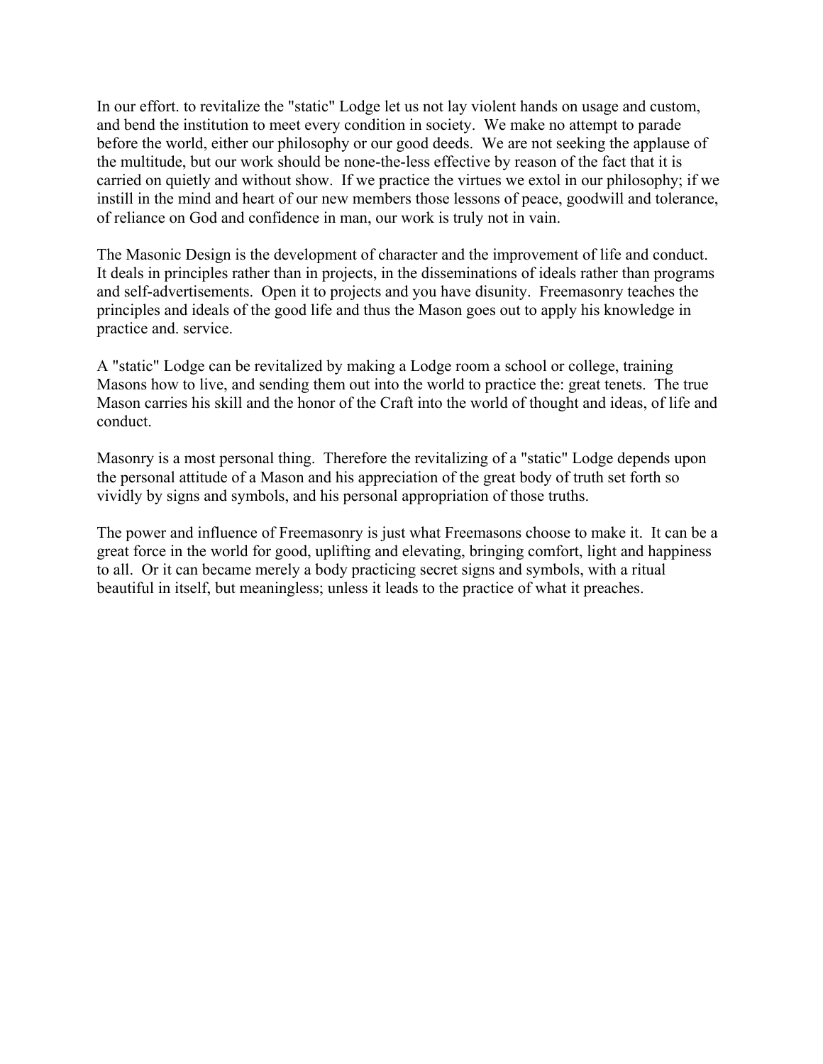In our effort. to revitalize the "static" Lodge let us not lay violent hands on usage and custom, and bend the institution to meet every condition in society. We make no attempt to parade before the world, either our philosophy or our good deeds. We are not seeking the applause of the multitude, but our work should be none-the-less effective by reason of the fact that it is carried on quietly and without show. If we practice the virtues we extol in our philosophy; if we instill in the mind and heart of our new members those lessons of peace, goodwill and tolerance, of reliance on God and confidence in man, our work is truly not in vain.

The Masonic Design is the development of character and the improvement of life and conduct. It deals in principles rather than in projects, in the disseminations of ideals rather than programs and self-advertisements. Open it to projects and you have disunity. Freemasonry teaches the principles and ideals of the good life and thus the Mason goes out to apply his knowledge in practice and. service.

A "static" Lodge can be revitalized by making a Lodge room a school or college, training Masons how to live, and sending them out into the world to practice the: great tenets. The true Mason carries his skill and the honor of the Craft into the world of thought and ideas, of life and conduct.

Masonry is a most personal thing. Therefore the revitalizing of a "static" Lodge depends upon the personal attitude of a Mason and his appreciation of the great body of truth set forth so vividly by signs and symbols, and his personal appropriation of those truths.

The power and influence of Freemasonry is just what Freemasons choose to make it. It can be a great force in the world for good, uplifting and elevating, bringing comfort, light and happiness to all. Or it can became merely a body practicing secret signs and symbols, with a ritual beautiful in itself, but meaningless; unless it leads to the practice of what it preaches.